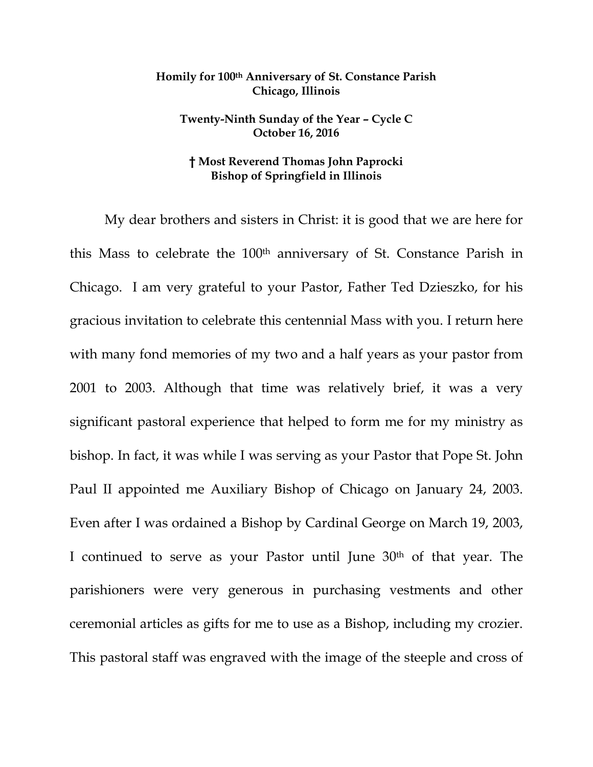**Homily for 100th Anniversary of St. Constance Parish**
**Chicago, Illinois**

**Twenty-Ninth Sunday of the Year – Cycle C**
**October 16, 2016**

**† Most Reverend Thomas John Paprocki**
**Bishop of Springfield in Illinois**

My dear brothers and sisters in Christ: it is good that we are here for this Mass to celebrate the 100th anniversary of St. Constance Parish in Chicago. I am very grateful to your Pastor, Father Ted Dzieszko, for his gracious invitation to celebrate this centennial Mass with you. I return here with many fond memories of my two and a half years as your pastor from 2001 to 2003. Although that time was relatively brief, it was a very significant pastoral experience that helped to form me for my ministry as bishop. In fact, it was while I was serving as your Pastor that Pope St. John Paul II appointed me Auxiliary Bishop of Chicago on January 24, 2003. Even after I was ordained a Bishop by Cardinal George on March 19, 2003, I continued to serve as your Pastor until June 30th of that year. The parishioners were very generous in purchasing vestments and other ceremonial articles as gifts for me to use as a Bishop, including my crozier. This pastoral staff was engraved with the image of the steeple and cross of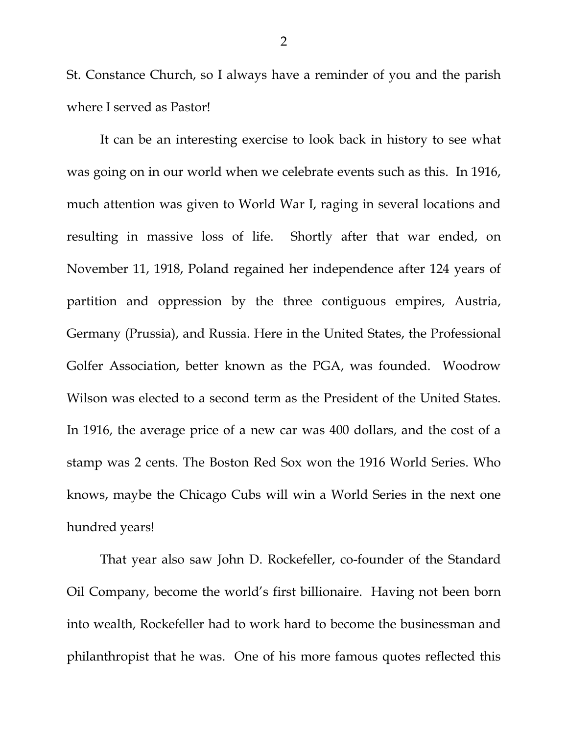St. Constance Church, so I always have a reminder of you and the parish where I served as Pastor!

It can be an interesting exercise to look back in history to see what was going on in our world when we celebrate events such as this. In 1916, much attention was given to World War I, raging in several locations and resulting in massive loss of life. Shortly after that war ended, on November 11, 1918, Poland regained her independence after 124 years of partition and oppression by the three contiguous empires, Austria, Germany (Prussia), and Russia. Here in the United States, the Professional Golfer Association, better known as the PGA, was founded. Woodrow Wilson was elected to a second term as the President of the United States. In 1916, the average price of a new car was 400 dollars, and the cost of a stamp was 2 cents. The Boston Red Sox won the 1916 World Series. Who knows, maybe the Chicago Cubs will win a World Series in the next one hundred years!

That year also saw John D. Rockefeller, co-founder of the Standard Oil Company, become the world's first billionaire. Having not been born into wealth, Rockefeller had to work hard to become the businessman and philanthropist that he was. One of his more famous quotes reflected this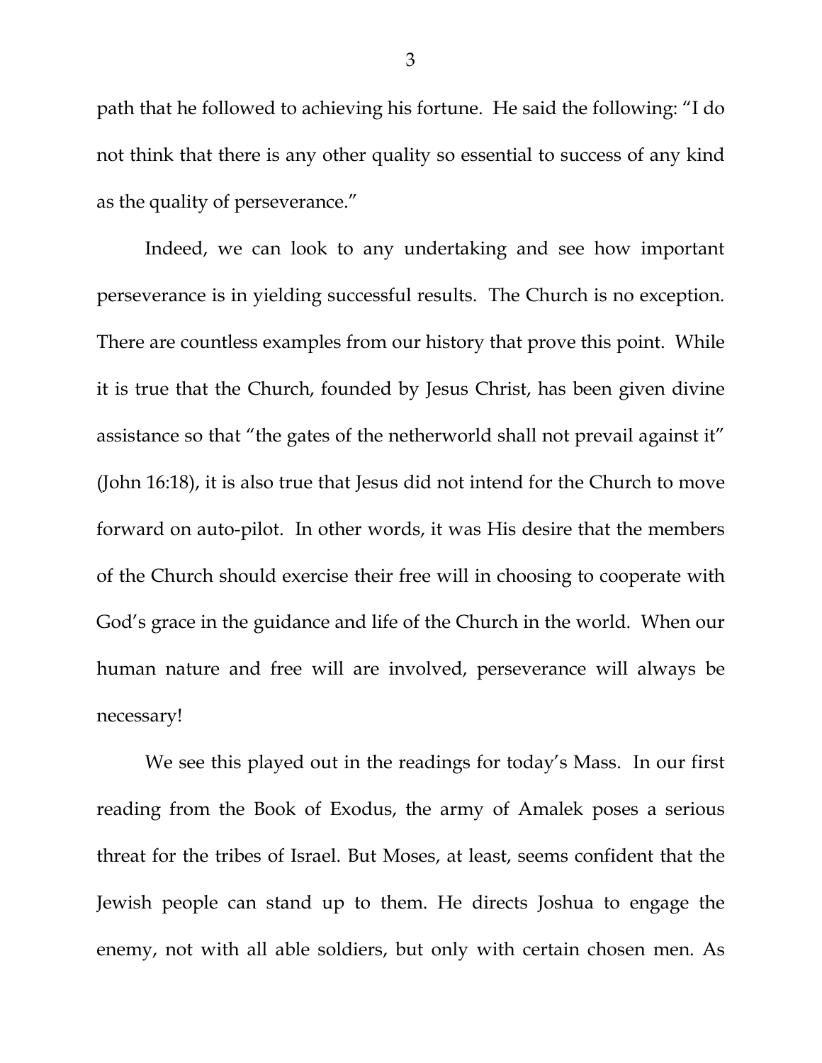path that he followed to achieving his fortune. He said the following: "I do not think that there is any other quality so essential to success of any kind as the quality of perseverance."

Indeed, we can look to any undertaking and see how important perseverance is in yielding successful results. The Church is no exception. There are countless examples from our history that prove this point. While it is true that the Church, founded by Jesus Christ, has been given divine assistance so that "the gates of the netherworld shall not prevail against it" (John 16:18), it is also true that Jesus did not intend for the Church to move forward on auto-pilot. In other words, it was His desire that the members of the Church should exercise their free will in choosing to cooperate with God's grace in the guidance and life of the Church in the world. When our human nature and free will are involved, perseverance will always be necessary!

We see this played out in the readings for today's Mass. In our first reading from the Book of Exodus, the army of Amalek poses a serious threat for the tribes of Israel. But Moses, at least, seems confident that the Jewish people can stand up to them. He directs Joshua to engage the enemy, not with all able soldiers, but only with certain chosen men. As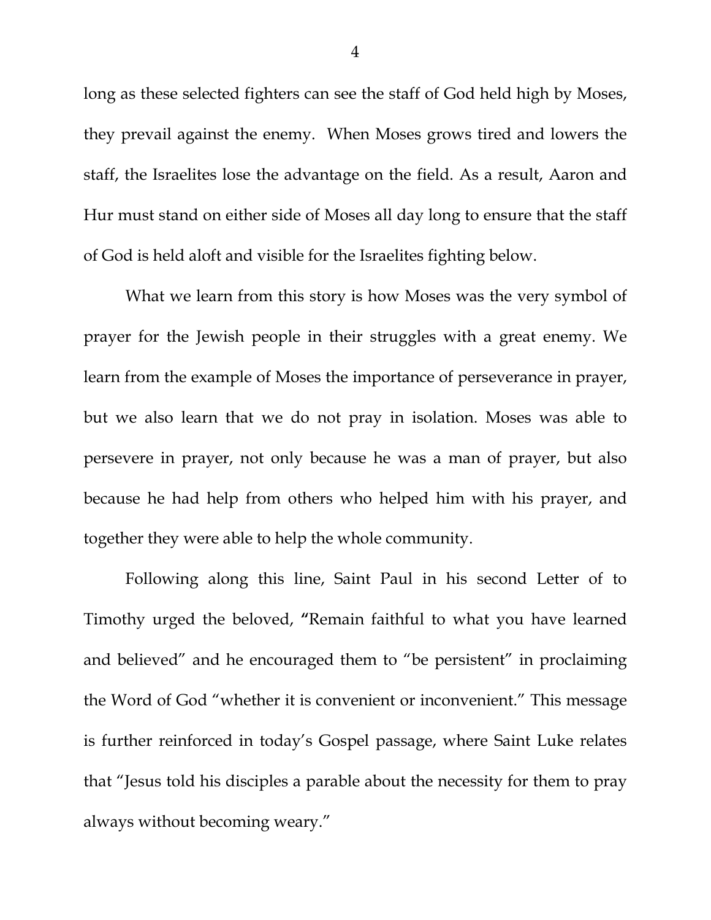long as these selected fighters can see the staff of God held high by Moses, they prevail against the enemy. When Moses grows tired and lowers the staff, the Israelites lose the advantage on the field. As a result, Aaron and Hur must stand on either side of Moses all day long to ensure that the staff of God is held aloft and visible for the Israelites fighting below.

What we learn from this story is how Moses was the very symbol of prayer for the Jewish people in their struggles with a great enemy. We learn from the example of Moses the importance of perseverance in prayer, but we also learn that we do not pray in isolation. Moses was able to persevere in prayer, not only because he was a man of prayer, but also because he had help from others who helped him with his prayer, and together they were able to help the whole community.

Following along this line, Saint Paul in his second Letter of to Timothy urged the beloved, **"**Remain faithful to what you have learned and believed" and he encouraged them to "be persistent" in proclaiming the Word of God "whether it is convenient or inconvenient." This message is further reinforced in today's Gospel passage, where Saint Luke relates that "Jesus told his disciples a parable about the necessity for them to pray always without becoming weary."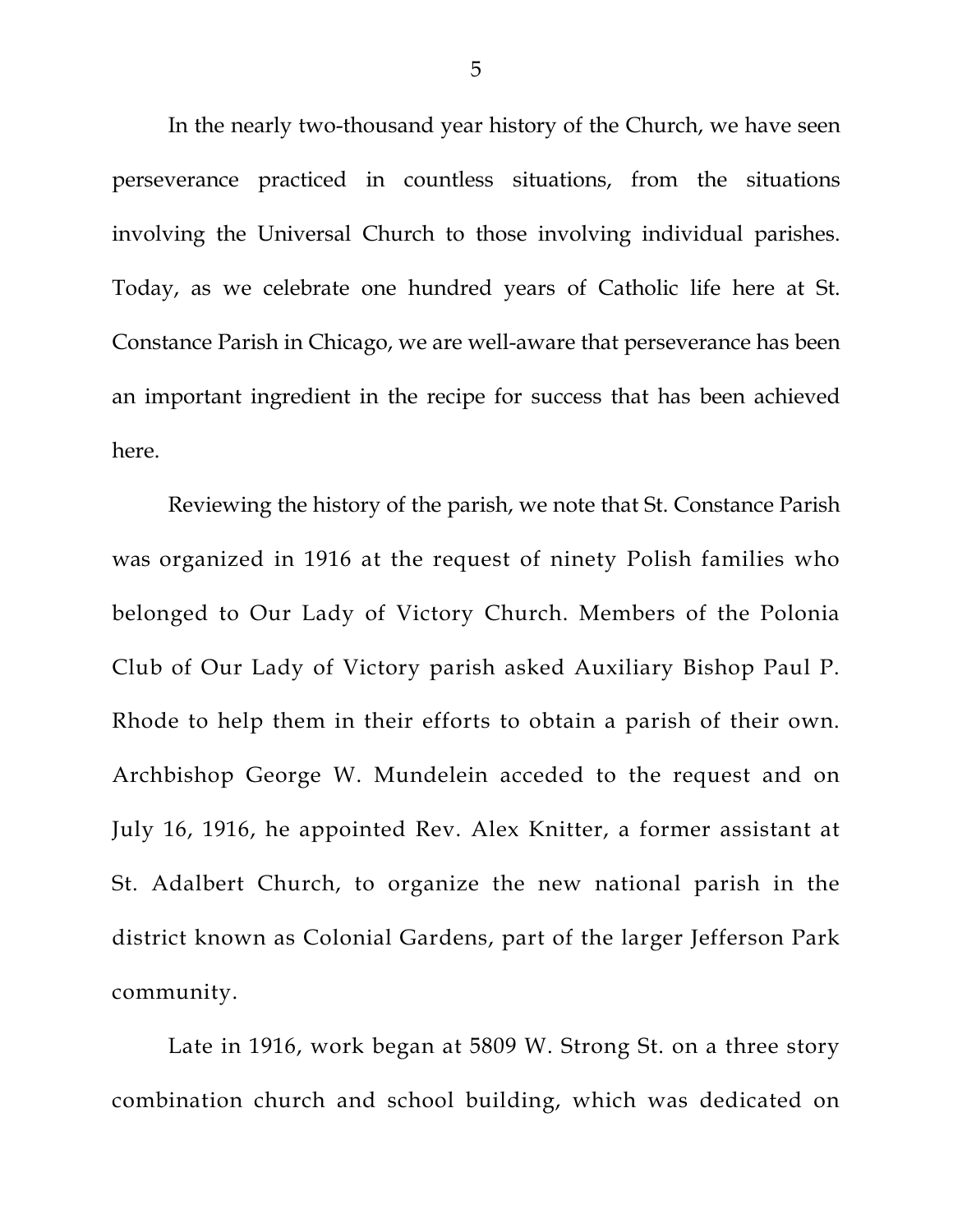In the nearly two-thousand year history of the Church, we have seen perseverance practiced in countless situations, from the situations involving the Universal Church to those involving individual parishes. Today, as we celebrate one hundred years of Catholic life here at St. Constance Parish in Chicago, we are well-aware that perseverance has been an important ingredient in the recipe for success that has been achieved here.

Reviewing the history of the parish, we note that St. Constance Parish was organized in 1916 at the request of ninety Polish families who belonged to Our Lady of Victory Church. Members of the Polonia Club of Our Lady of Victory parish asked Auxiliary Bishop Paul P. Rhode to help them in their efforts to obtain a parish of their own. Archbishop George W. Mundelein acceded to the request and on July 16, 1916, he appointed Rev. Alex Knitter, a former assistant at St. Adalbert Church, to organize the new national parish in the district known as Colonial Gardens, part of the larger Jefferson Park community.

Late in 1916, work began at 5809 W. Strong St. on a three story combination church and school building, which was dedicated on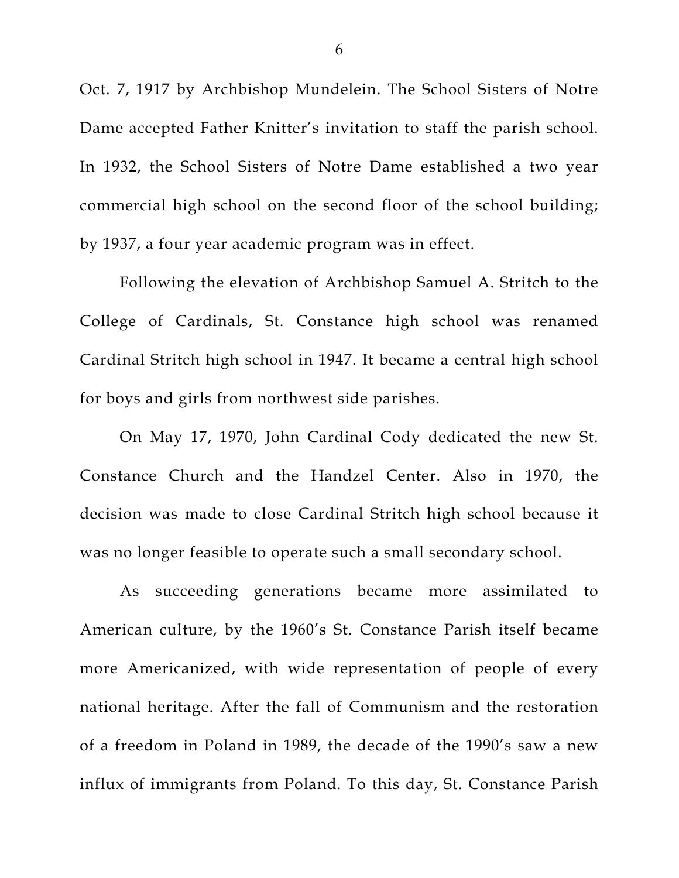Oct. 7, 1917 by Archbishop Mundelein. The School Sisters of Notre Dame accepted Father Knitter's invitation to staff the parish school. In 1932, the School Sisters of Notre Dame established a two year commercial high school on the second floor of the school building; by 1937, a four year academic program was in effect.

Following the elevation of Archbishop Samuel A. Stritch to the College of Cardinals, St. Constance high school was renamed Cardinal Stritch high school in 1947. It became a central high school for boys and girls from northwest side parishes.

On May 17, 1970, John Cardinal Cody dedicated the new St. Constance Church and the Handzel Center. Also in 1970, the decision was made to close Cardinal Stritch high school because it was no longer feasible to operate such a small secondary school.

As succeeding generations became more assimilated to American culture, by the 1960's St. Constance Parish itself became more Americanized, with wide representation of people of every national heritage. After the fall of Communism and the restoration of a freedom in Poland in 1989, the decade of the 1990's saw a new influx of immigrants from Poland. To this day, St. Constance Parish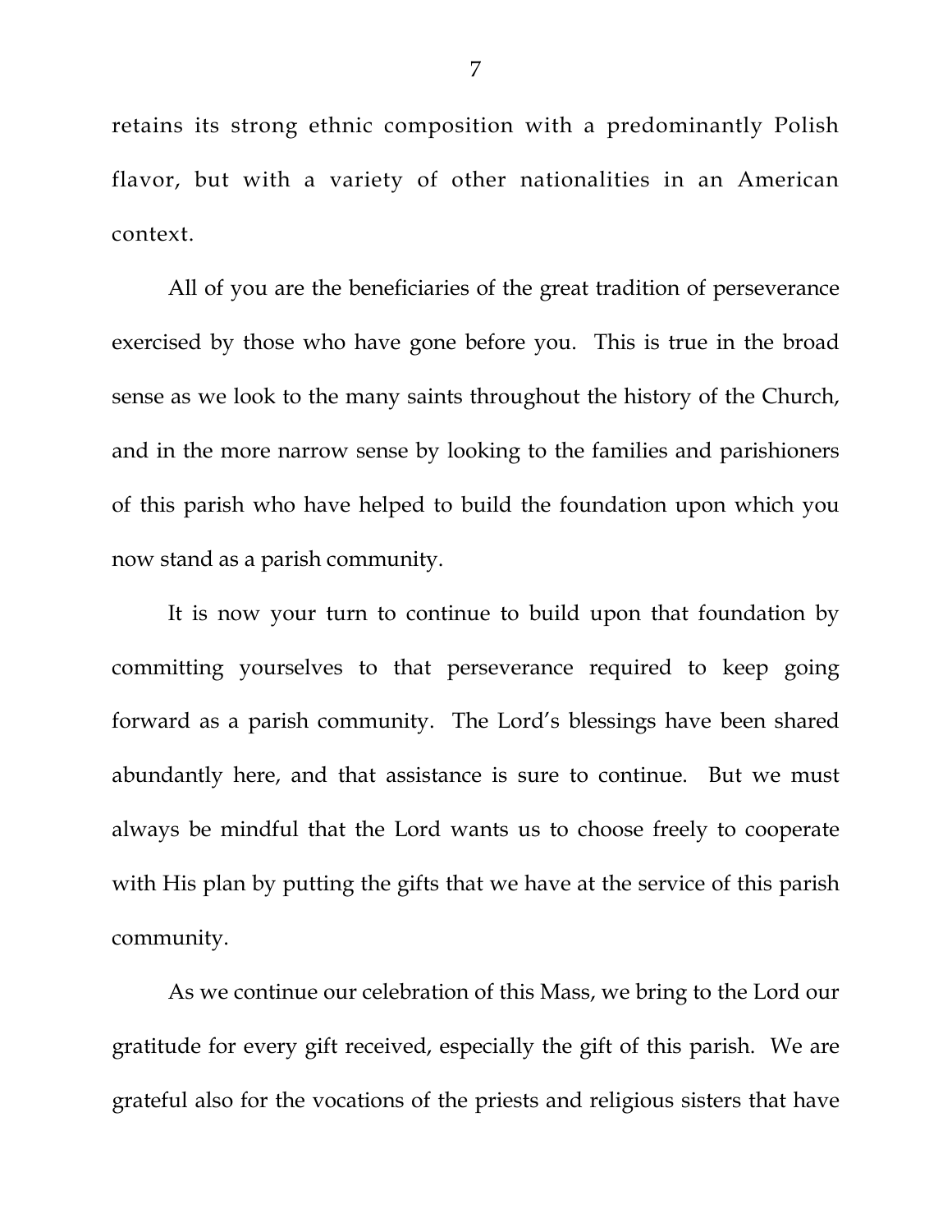retains its strong ethnic composition with a predominantly Polish flavor, but with a variety of other nationalities in an American context.

All of you are the beneficiaries of the great tradition of perseverance exercised by those who have gone before you. This is true in the broad sense as we look to the many saints throughout the history of the Church, and in the more narrow sense by looking to the families and parishioners of this parish who have helped to build the foundation upon which you now stand as a parish community.

It is now your turn to continue to build upon that foundation by committing yourselves to that perseverance required to keep going forward as a parish community. The Lord's blessings have been shared abundantly here, and that assistance is sure to continue. But we must always be mindful that the Lord wants us to choose freely to cooperate with His plan by putting the gifts that we have at the service of this parish community.

As we continue our celebration of this Mass, we bring to the Lord our gratitude for every gift received, especially the gift of this parish. We are grateful also for the vocations of the priests and religious sisters that have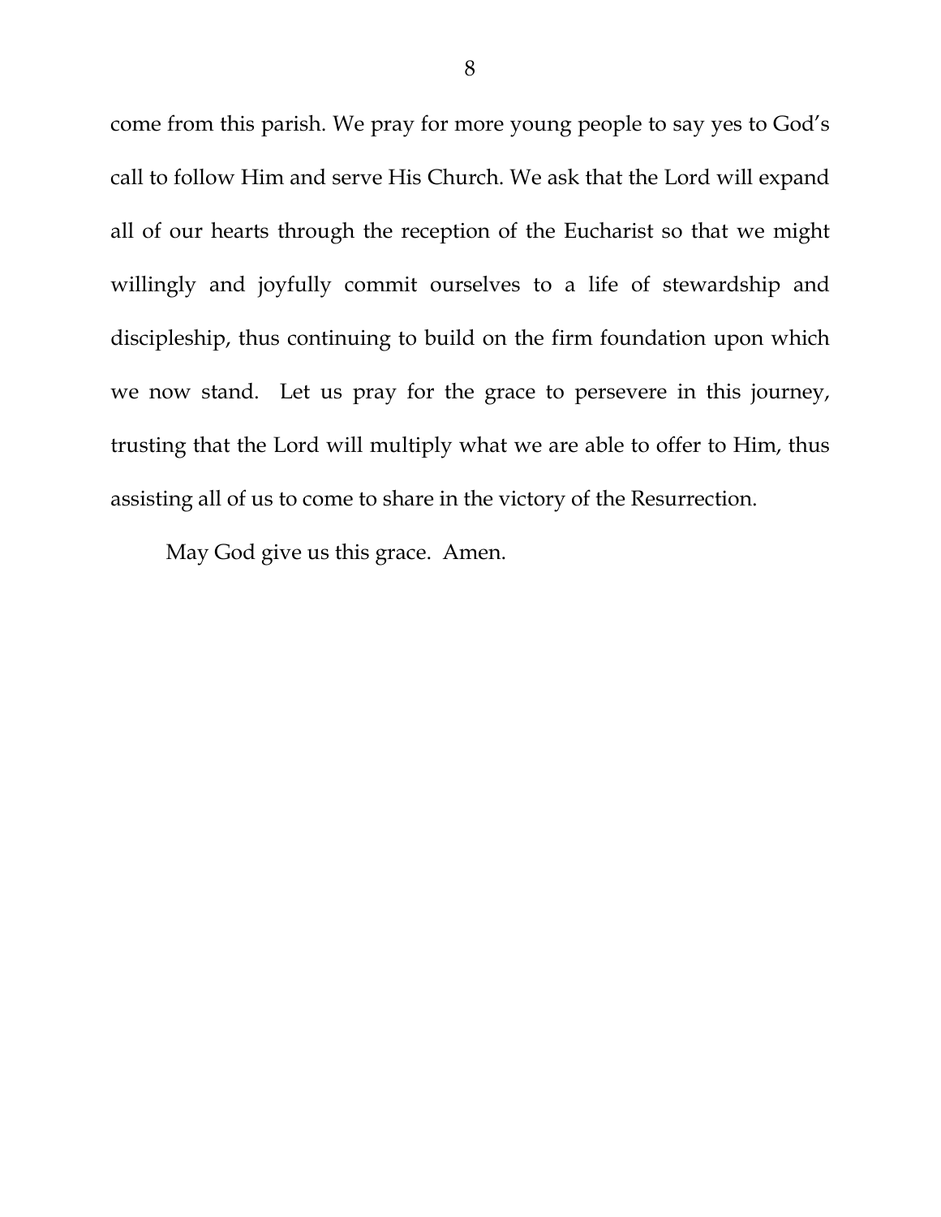come from this parish. We pray for more young people to say yes to God's call to follow Him and serve His Church. We ask that the Lord will expand all of our hearts through the reception of the Eucharist so that we might willingly and joyfully commit ourselves to a life of stewardship and discipleship, thus continuing to build on the firm foundation upon which we now stand. Let us pray for the grace to persevere in this journey, trusting that the Lord will multiply what we are able to offer to Him, thus assisting all of us to come to share in the victory of the Resurrection.

May God give us this grace. Amen.